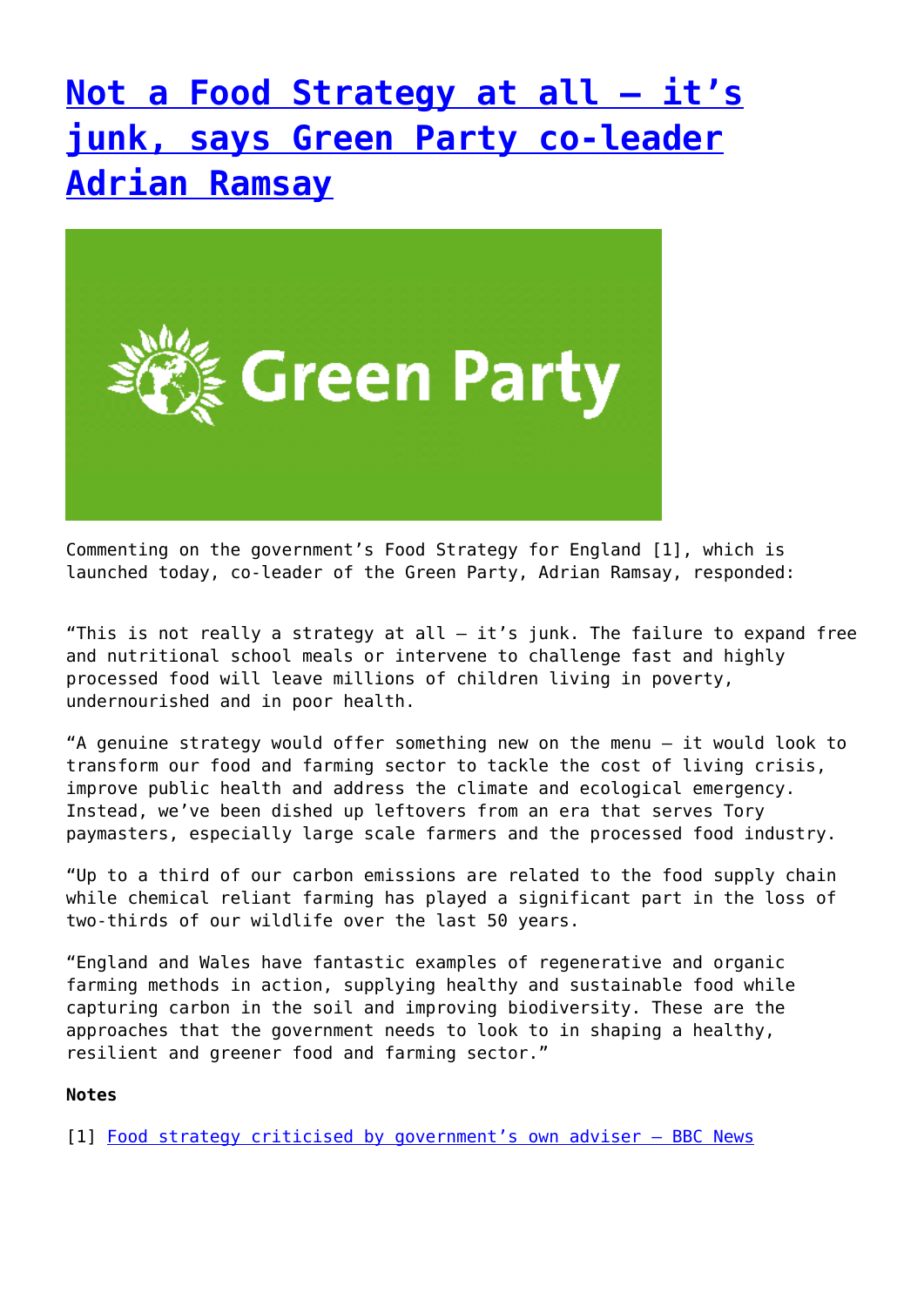# [Not a Food Strategy at all – it's junk, says Green Party co-leader Adrian Ramsay]()

Commenting on the government's Food Strategy for England [1], which is launched today, co-leader of the Green Party, Adrian Ramsay, responded:

"This is not really a strategy at all – it's junk. The failure to expand free and nutritional school meals or intervene to challenge fast and highly processed food will leave millions of children living in poverty, undernourished and in poor health.

"A genuine strategy would offer something new on the menu – it would look to transform our food and farming sector to tackle the cost of living crisis, improve public health and address the climate and ecological emergency. Instead, we've been dished up leftovers from an era that serves Tory paymasters, especially large scale farmers and the processed food industry.

"Up to a third of our carbon emissions are related to the food supply chain while chemical reliant farming has played a significant part in the loss of two-thirds of our wildlife over the last 50 years.

"England and Wales have fantastic examples of regenerative and organic farming methods in action, supplying healthy and sustainable food while capturing carbon in the soil and improving biodiversity. These are the approaches that the government needs to look to in shaping a healthy, resilient and greener food and farming sector."

**Notes**

[1] [Food strategy criticised by government's own adviser – BBC News]()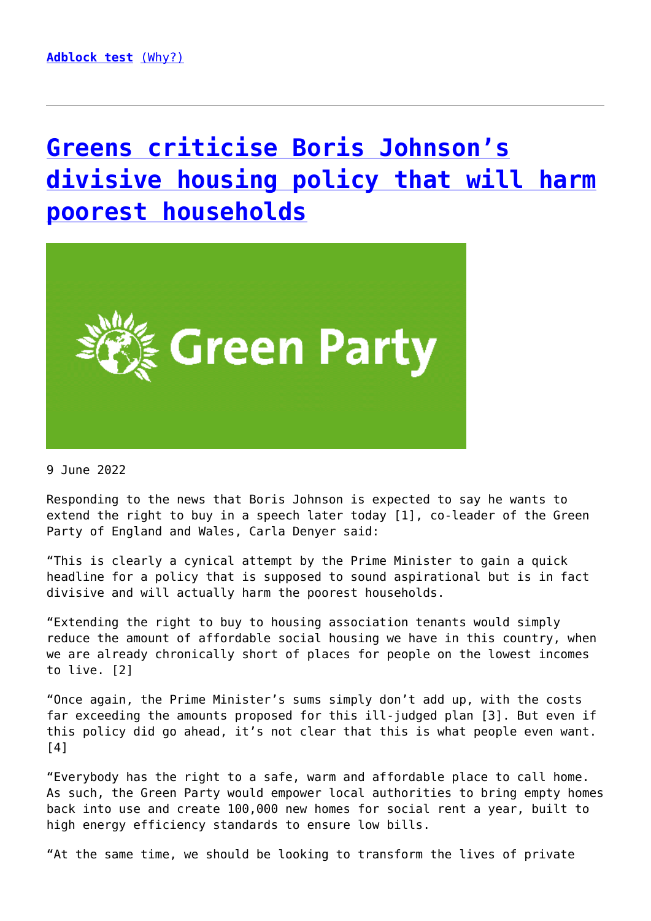[Adblock test](#) [(Why?)](#)

---

# [Greens criticise Boris Johnson's divisive housing policy that will harm poorest households](#)

9 June 2022

Responding to the news that Boris Johnson is expected to say he wants to extend the right to buy in a speech later today [1], co-leader of the Green Party of England and Wales, Carla Denyer said:

"This is clearly a cynical attempt by the Prime Minister to gain a quick headline for a policy that is supposed to sound aspirational but is in fact divisive and will actually harm the poorest households.

"Extending the right to buy to housing association tenants would simply reduce the amount of affordable social housing we have in this country, when we are already chronically short of places for people on the lowest incomes to live. [2]

"Once again, the Prime Minister's sums simply don't add up, with the costs far exceeding the amounts proposed for this ill-judged plan [3]. But even if this policy did go ahead, it's not clear that this is what people even want. [4]

"Everybody has the right to a safe, warm and affordable place to call home. As such, the Green Party would empower local authorities to bring empty homes back into use and create 100,000 new homes for social rent a year, built to high energy efficiency standards to ensure low bills.

"At the same time, we should be looking to transform the lives of private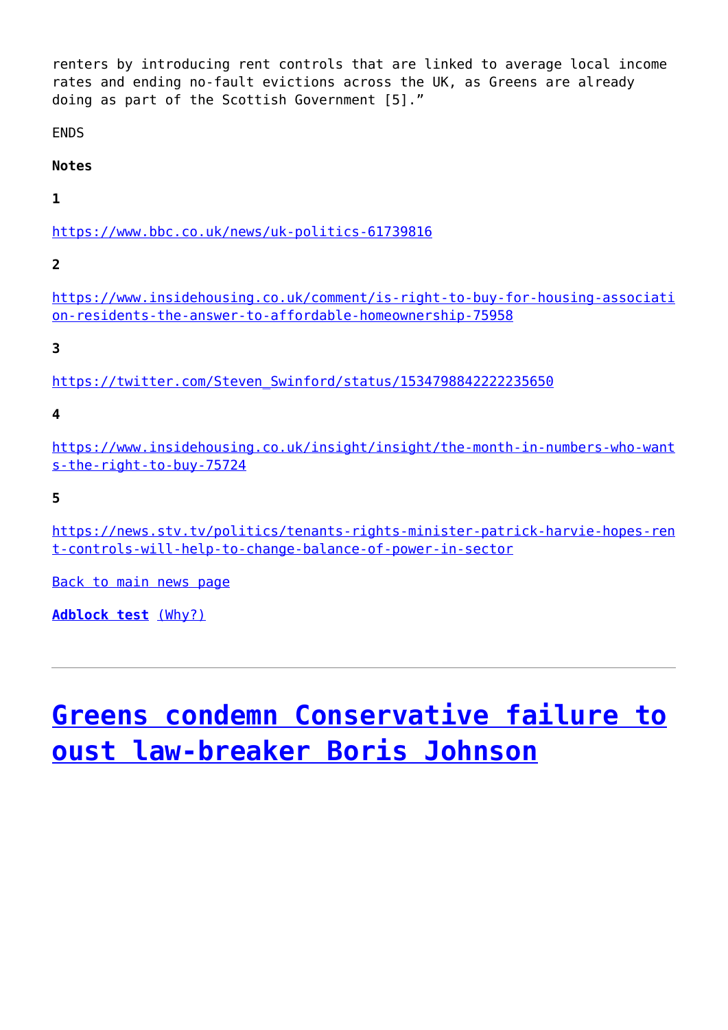renters by introducing rent controls that are linked to average local income rates and ending no-fault evictions across the UK, as Greens are already doing as part of the Scottish Government [5]."

ENDS

**Notes**

**1**

https://www.bbc.co.uk/news/uk-politics-61739816

**2**

https://www.insidehousing.co.uk/comment/is-right-to-buy-for-housing-association-residents-the-answer-to-affordable-homeownership-75958

**3**

https://twitter.com/Steven_Swinford/status/1534798842222235650

**4**

https://www.insidehousing.co.uk/insight/insight/the-month-in-numbers-who-wants-the-right-to-buy-75724

**5**

https://news.stv.tv/politics/tenants-rights-minister-patrick-harvie-hopes-rent-controls-will-help-to-change-balance-of-power-in-sector

Back to main news page

**Adblock test** (Why?)

---

# Greens condemn Conservative failure to oust law-breaker Boris Johnson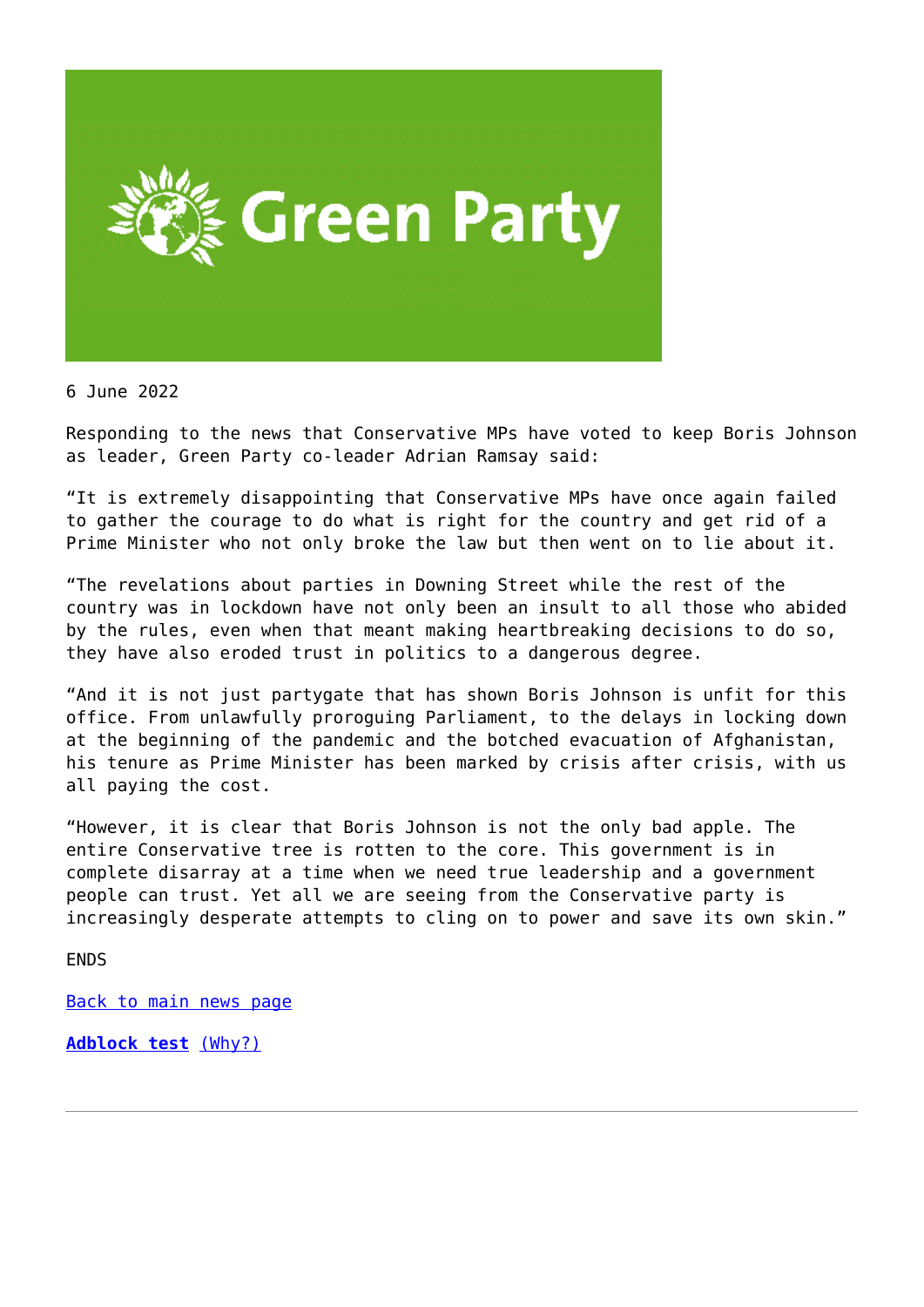6 June 2022

Responding to the news that Conservative MPs have voted to keep Boris Johnson as leader, Green Party co-leader Adrian Ramsay said:

“It is extremely disappointing that Conservative MPs have once again failed to gather the courage to do what is right for the country and get rid of a Prime Minister who not only broke the law but then went on to lie about it.

“The revelations about parties in Downing Street while the rest of the country was in lockdown have not only been an insult to all those who abided by the rules, even when that meant making heartbreaking decisions to do so, they have also eroded trust in politics to a dangerous degree.

“And it is not just partygate that has shown Boris Johnson is unfit for this office. From unlawfully proroguing Parliament, to the delays in locking down at the beginning of the pandemic and the botched evacuation of Afghanistan, his tenure as Prime Minister has been marked by crisis after crisis, with us all paying the cost.

“However, it is clear that Boris Johnson is not the only bad apple. The entire Conservative tree is rotten to the core. This government is in complete disarray at a time when we need true leadership and a government people can trust. Yet all we are seeing from the Conservative party is increasingly desperate attempts to cling on to power and save its own skin.”

ENDS

Back to main news page

**Adblock test** (Why?)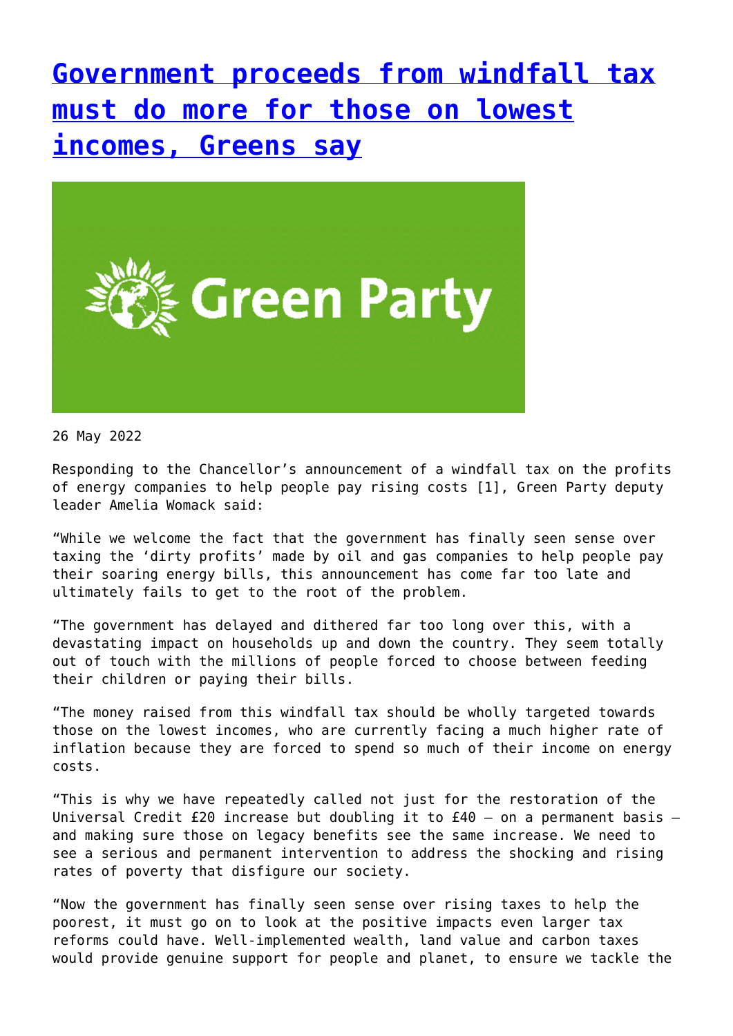# [Government proceeds from windfall tax must do more for those on lowest incomes, Greens say]()

26 May 2022

Responding to the Chancellor's announcement of a windfall tax on the profits of energy companies to help people pay rising costs [1], Green Party deputy leader Amelia Womack said:

"While we welcome the fact that the government has finally seen sense over taxing the 'dirty profits' made by oil and gas companies to help people pay their soaring energy bills, this announcement has come far too late and ultimately fails to get to the root of the problem.

"The government has delayed and dithered far too long over this, with a devastating impact on households up and down the country. They seem totally out of touch with the millions of people forced to choose between feeding their children or paying their bills.

"The money raised from this windfall tax should be wholly targeted towards those on the lowest incomes, who are currently facing a much higher rate of inflation because they are forced to spend so much of their income on energy costs.

"This is why we have repeatedly called not just for the restoration of the Universal Credit £20 increase but doubling it to £40 – on a permanent basis – and making sure those on legacy benefits see the same increase. We need to see a serious and permanent intervention to address the shocking and rising rates of poverty that disfigure our society.

"Now the government has finally seen sense over rising taxes to help the poorest, it must go on to look at the positive impacts even larger tax reforms could have. Well-implemented wealth, land value and carbon taxes would provide genuine support for people and planet, to ensure we tackle the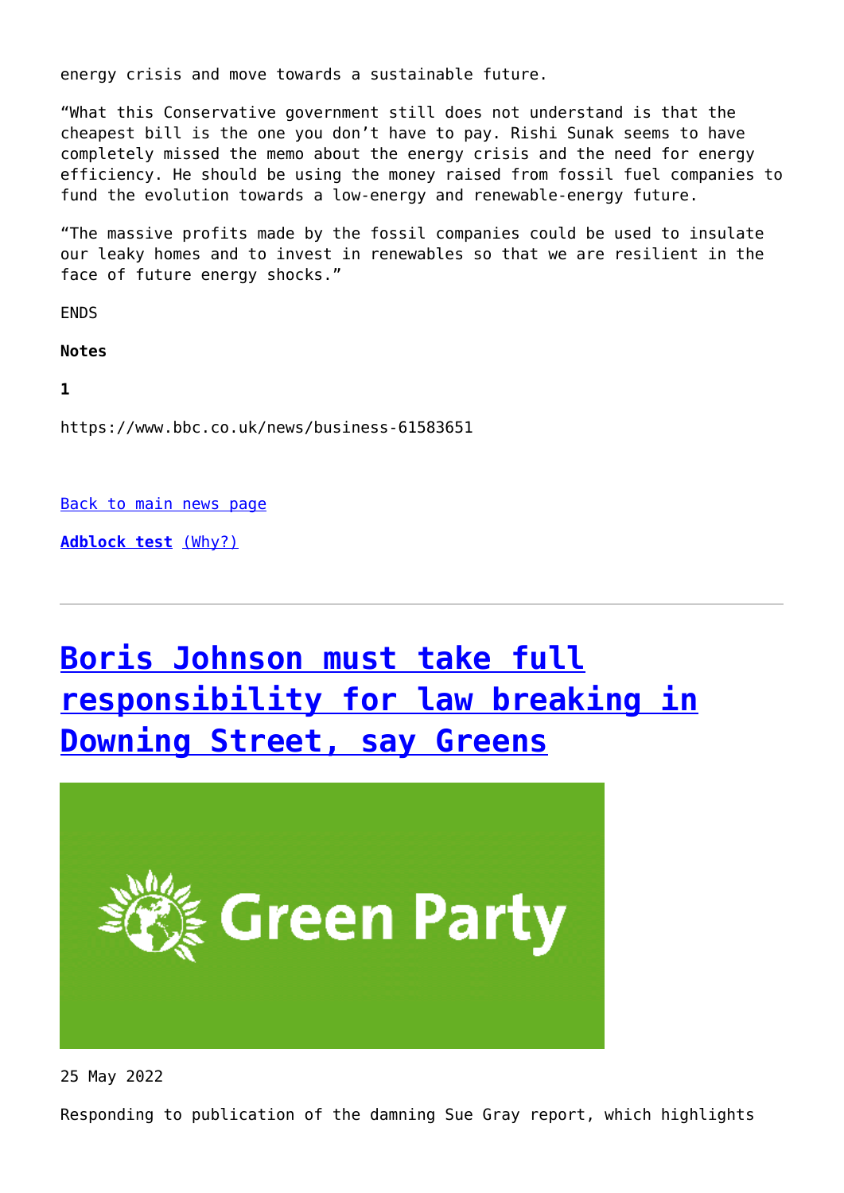energy crisis and move towards a sustainable future.

“What this Conservative government still does not understand is that the cheapest bill is the one you don’t have to pay. Rishi Sunak seems to have completely missed the memo about the energy crisis and the need for energy efficiency. He should be using the money raised from fossil fuel companies to fund the evolution towards a low-energy and renewable-energy future.

“The massive profits made by the fossil companies could be used to insulate our leaky homes and to invest in renewables so that we are resilient in the face of future energy shocks.”

ENDS

**Notes**

**1**

https://www.bbc.co.uk/news/business-61583651

[Back to main news page]

**[Adblock test]** [(Why?)]

---

# [Boris Johnson must take full responsibility for law breaking in Downing Street, say Greens]

25 May 2022

Responding to publication of the damning Sue Gray report, which highlights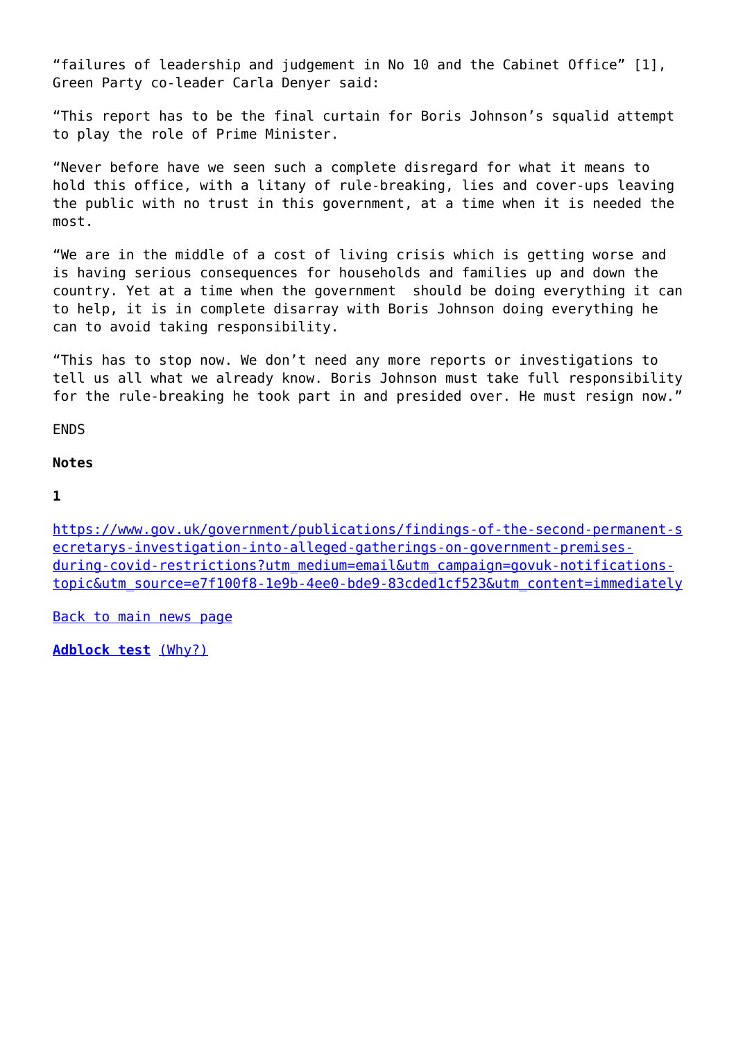“failures of leadership and judgement in No 10 and the Cabinet Office” [1], Green Party co-leader Carla Denyer said:

“This report has to be the final curtain for Boris Johnson’s squalid attempt to play the role of Prime Minister.

“Never before have we seen such a complete disregard for what it means to hold this office, with a litany of rule-breaking, lies and cover-ups leaving the public with no trust in this government, at a time when it is needed the most.

“We are in the middle of a cost of living crisis which is getting worse and is having serious consequences for households and families up and down the country. Yet at a time when the government should be doing everything it can to help, it is in complete disarray with Boris Johnson doing everything he can to avoid taking responsibility.

“This has to stop now. We don’t need any more reports or investigations to tell us all what we already know. Boris Johnson must take full responsibility for the rule-breaking he took part in and presided over. He must resign now.”

ENDS

**Notes**

**1**

https://www.gov.uk/government/publications/findings-of-the-second-permanent-secretarys-investigation-into-alleged-gatherings-on-government-premises-during-covid-restrictions?utm_medium=email&utm_campaign=govuk-notifications-topic&utm_source=e7f100f8-1e9b-4ee0-bde9-83cded1cf523&utm_content=immediately

Back to main news page

**Adblock test** (Why?)